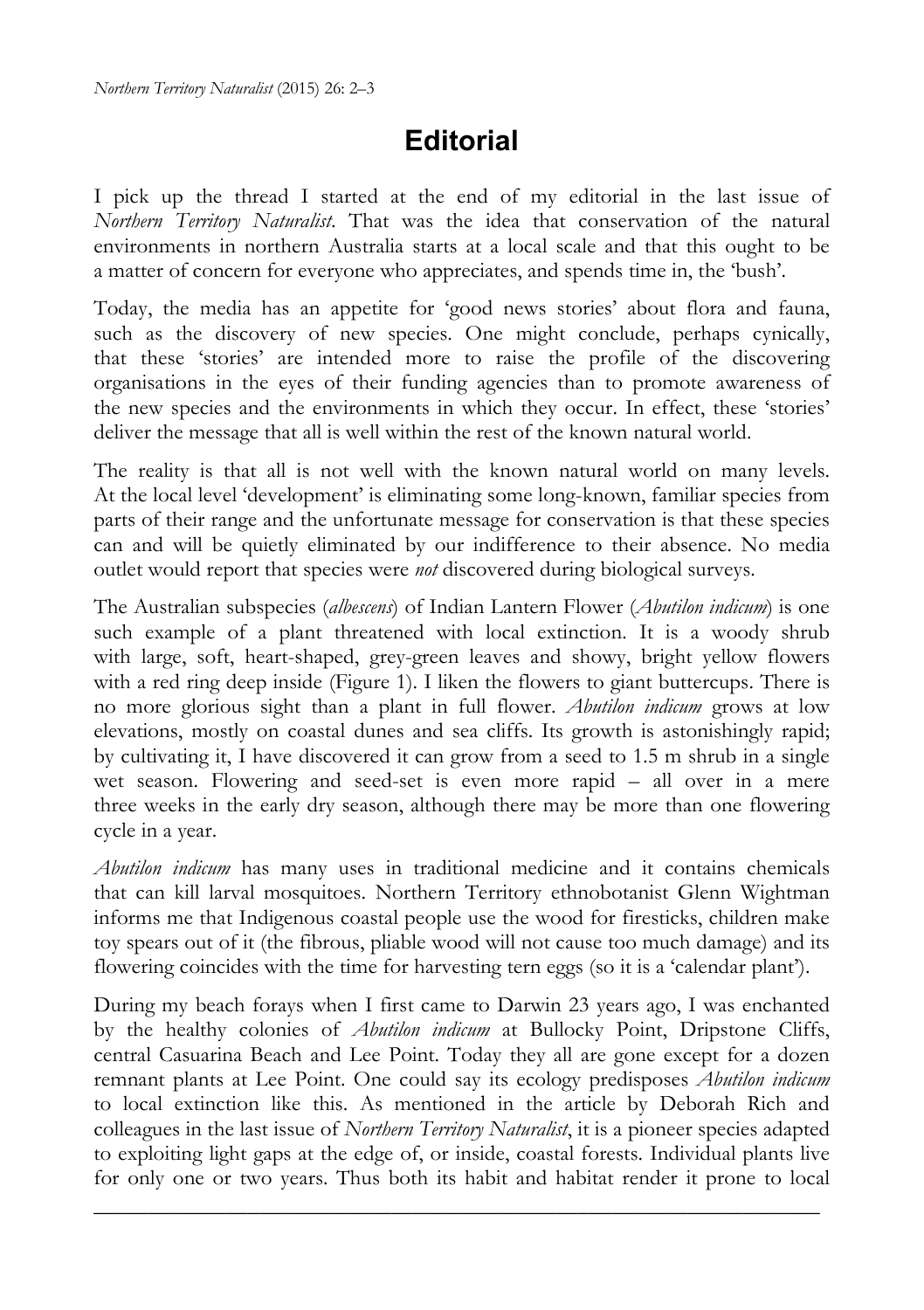# Editorial

I pick up the thread I started at the end of my editorial in the last issue of *Northern Territory Naturalist*. That was the idea that conservation of the natural environments in northern Australia starts at a local scale and that this ought to be a matter of concern for everyone who appreciates, and spends time in, the 'bush'.

Today, the media has an appetite for 'good news stories' about flora and fauna, such as the discovery of new species. One might conclude, perhaps cynically, that these 'stories' are intended more to raise the profile of the discovering organisations in the eyes of their funding agencies than to promote awareness of the new species and the environments in which they occur. In effect, these 'stories' deliver the message that all is well within the rest of the known natural world.

The reality is that all is not well with the known natural world on many levels. At the local level 'development' is eliminating some long-known, familiar species from parts of their range and the unfortunate message for conservation is that these species can and will be quietly eliminated by our indifference to their absence. No media outlet would report that species were *not* discovered during biological surveys.

The Australian subspecies (*albescens*) of Indian Lantern Flower (*Abutilon indicum*) is one such example of a plant threatened with local extinction. It is a woody shrub with large, soft, heart-shaped, grey-green leaves and showy, bright yellow flowers with a red ring deep inside (Figure 1). I liken the flowers to giant buttercups. There is no more glorious sight than a plant in full flower. *Abutilon indicum* grows at low elevations, mostly on coastal dunes and sea cliffs. Its growth is astonishingly rapid; by cultivating it, I have discovered it can grow from a seed to 1.5 m shrub in a single wet season. Flowering and seed-set is even more rapid – all over in a mere three weeks in the early dry season, although there may be more than one flowering cycle in a year.

*Abutilon indicum* has many uses in traditional medicine and it contains chemicals that can kill larval mosquitoes. Northern Territory ethnobotanist Glenn Wightman informs me that Indigenous coastal people use the wood for firesticks, children make toy spears out of it (the fibrous, pliable wood will not cause too much damage) and its flowering coincides with the time for harvesting tern eggs (so it is a 'calendar plant').

During my beach forays when I first came to Darwin 23 years ago, I was enchanted by the healthy colonies of *Abutilon indicum* at Bullocky Point, Dripstone Cliffs, central Casuarina Beach and Lee Point. Today they all are gone except for a dozen remnant plants at Lee Point. One could say its ecology predisposes *Abutilon indicum* to local extinction like this. As mentioned in the article by Deborah Rich and colleagues in the last issue of *Northern Territory Naturalist*, it is a pioneer species adapted to exploiting light gaps at the edge of, or inside, coastal forests. Individual plants live for only one or two years. Thus both its habit and habitat render it prone to local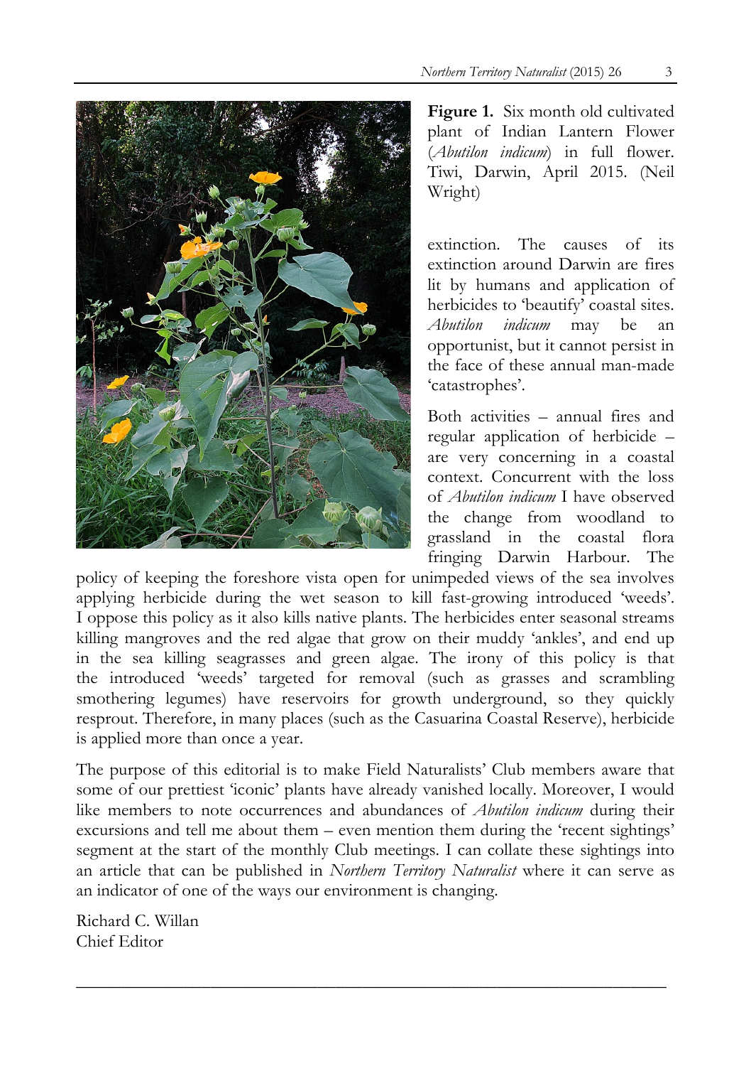**Figure 1.** Six month old cultivated plant of Indian Lantern Flower (*Abutilon indicum*) in full flower. Tiwi, Darwin, April 2015. (Neil Wright)

extinction. The causes of its extinction around Darwin are fires lit by humans and application of herbicides to 'beautify' coastal sites. *Abutilon indicum* may be an opportunist, but it cannot persist in the face of these annual man-made 'catastrophes'.

Both activities – annual fires and regular application of herbicide – are very concerning in a coastal context. Concurrent with the loss of *Abutilon indicum* I have observed the change from woodland to grassland in the coastal flora fringing Darwin Harbour. The policy of keeping the foreshore vista open for unimpeded views of the sea involves applying herbicide during the wet season to kill fast-growing introduced 'weeds'. I oppose this policy as it also kills native plants. The herbicides enter seasonal streams killing mangroves and the red algae that grow on their muddy 'ankles', and end up in the sea killing seagrasses and green algae. The irony of this policy is that the introduced 'weeds' targeted for removal (such as grasses and scrambling smothering legumes) have reservoirs for growth underground, so they quickly resprout. Therefore, in many places (such as the Casuarina Coastal Reserve), herbicide is applied more than once a year.

The purpose of this editorial is to make Field Naturalists' Club members aware that some of our prettiest 'iconic' plants have already vanished locally. Moreover, I would like members to note occurrences and abundances of *Abutilon indicum* during their excursions and tell me about them – even mention them during the 'recent sightings' segment at the start of the monthly Club meetings. I can collate these sightings into an article that can be published in *Northern Territory Naturalist* where it can serve as an indicator of one of the ways our environment is changing.

Richard C. Willan  
Chief Editor